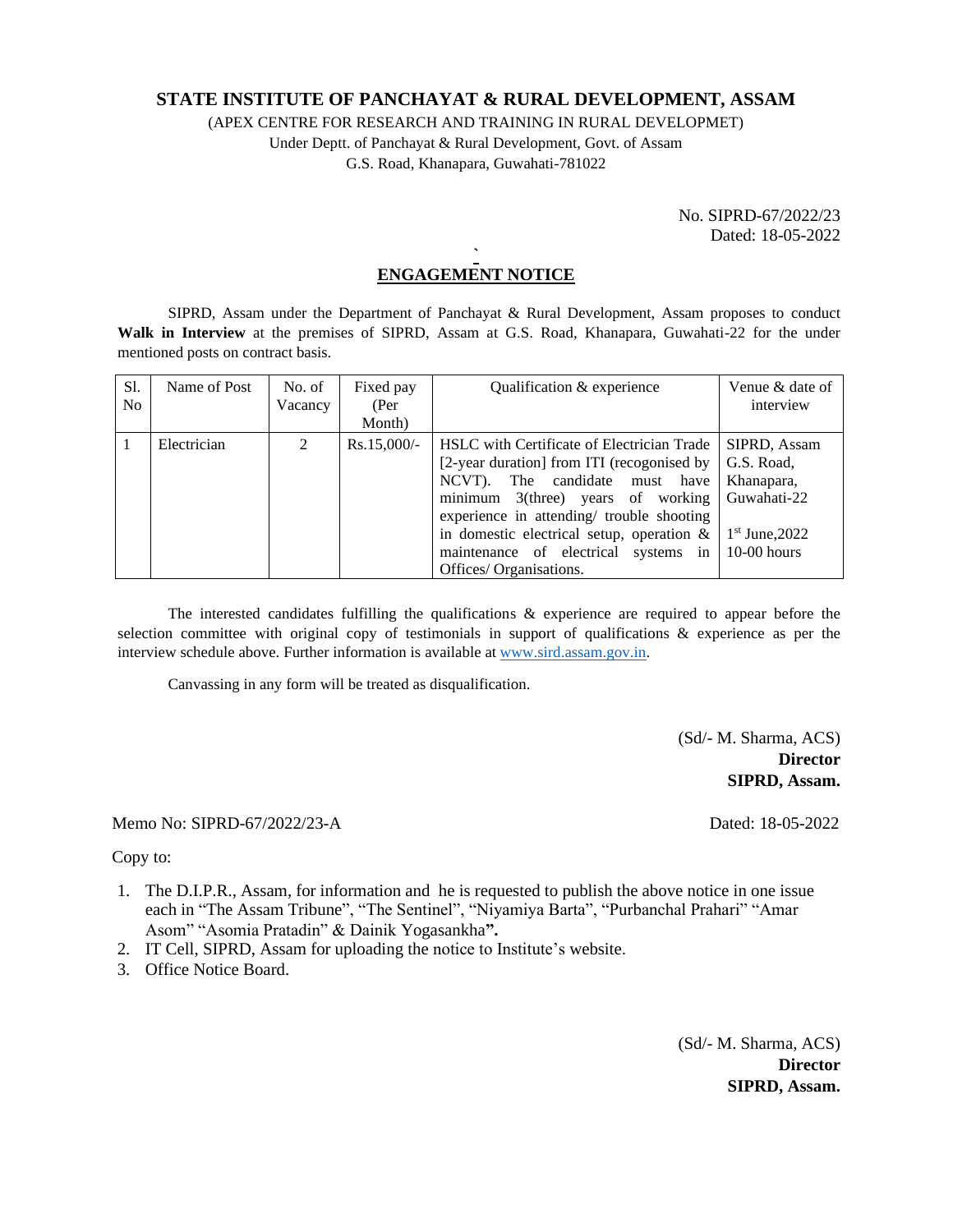# STATE INSTITUTE OF PANCHAYAT & RURAL DEVELOPMENT, ASSAM

(APEX CENTRE FOR RESEARCH AND TRAINING IN RURAL DEVELOPMET)

Under Deptt. of Panchayat & Rural Development, Govt. of Assam

G.S. Road, Khanapara, Guwahati-781022

No. SIPRD-67/2022/23

Dated: 18-05-2022

## ENGAGEMENT NOTICE

SIPRD, Assam under the Department of Panchayat & Rural Development, Assam proposes to conduct **Walk in Interview** at the premises of SIPRD, Assam at G.S. Road, Khanapara, Guwahati-22 for the under mentioned posts on contract basis.

| Sl. No | Name of Post | No. of Vacancy | Fixed pay (Per Month) | Qualification & experience | Venue & date of interview |
|---|---|---|---|---|---|
| 1 | Electrician | 2 | Rs.15,000/- | HSLC with Certificate of Electrician Trade [2-year duration] from ITI (recogonised by NCVT). The candidate must have minimum 3(three) years of working experience in attending/ trouble shooting in domestic electrical setup, operation & maintenance of electrical systems in Offices/ Organisations. | SIPRD, Assam G.S. Road, Khanapara, Guwahati-22<br>1st June,2022 10-00 hours |

The interested candidates fulfilling the qualifications & experience are required to appear before the selection committee with original copy of testimonials in support of qualifications & experience as per the interview schedule above. Further information is available at www.sird.assam.gov.in.

Canvassing in any form will be treated as disqualification.

(Sd/- M. Sharma, ACS)
**Director**
**SIPRD, Assam.**

Memo No: SIPRD-67/2022/23-A Dated: 18-05-2022

Copy to:

1. The D.I.P.R., Assam, for information and he is requested to publish the above notice in one issue each in "The Assam Tribune", "The Sentinel", "Niyamiya Barta", "Purbanchal Prahari" "Amar Asom" "Asomia Pratadin" & Dainik Yogasankha**".**
2. IT Cell, SIPRD, Assam for uploading the notice to Institute's website.
3. Office Notice Board.

(Sd/- M. Sharma, ACS)
**Director**
**SIPRD, Assam.**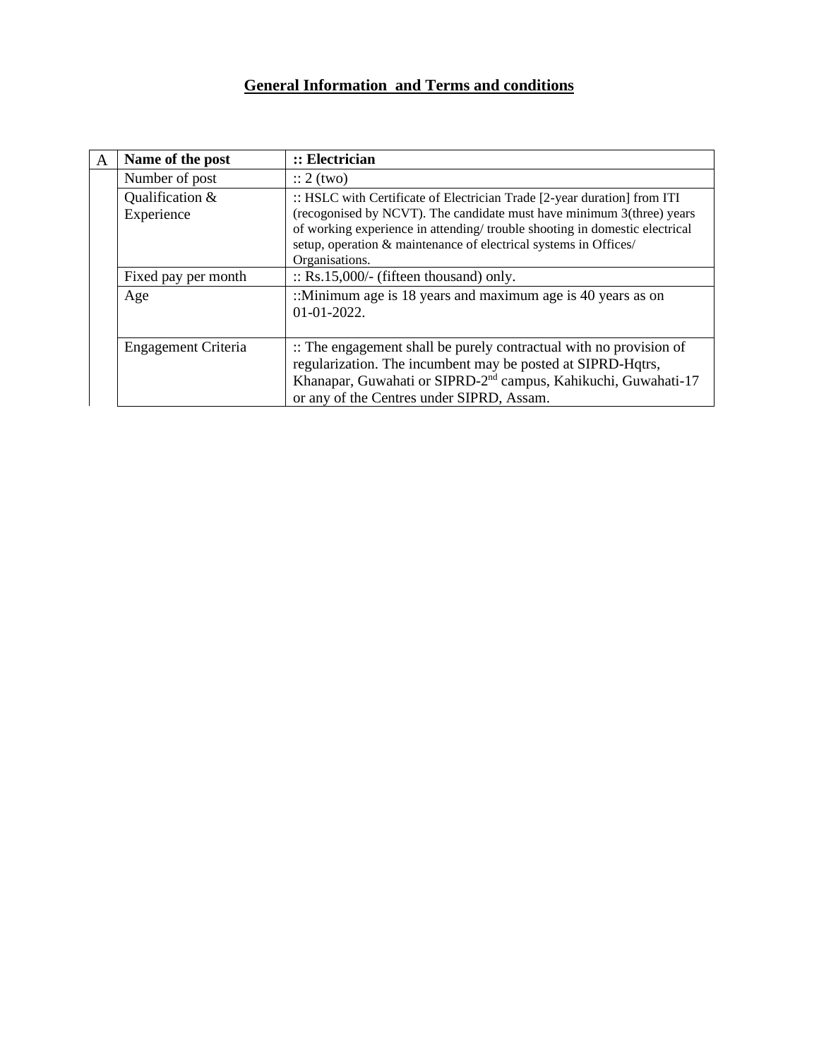## General Information and Terms and conditions

| A | **Name of the post** | **:: Electrician** |
|---|---|---|
| | Number of post | :: 2 (two) |
| | Qualification & Experience | :: HSLC with Certificate of Electrician Trade [2-year duration] from ITI (recogonised by NCVT). The candidate must have minimum 3(three) years of working experience in attending/ trouble shooting in domestic electrical setup, operation & maintenance of electrical systems in Offices/ Organisations. |
| | Fixed pay per month | :: Rs.15,000/- (fifteen thousand) only. |
| | Age | ::Minimum age is 18 years and maximum age is 40 years as on 01-01-2022. |
| | Engagement Criteria | :: The engagement shall be purely contractual with no provision of regularization. The incumbent may be posted at SIPRD-Hqtrs, Khanapar, Guwahati or SIPRD-2nd campus, Kahikuchi, Guwahati-17 or any of the Centres under SIPRD, Assam. |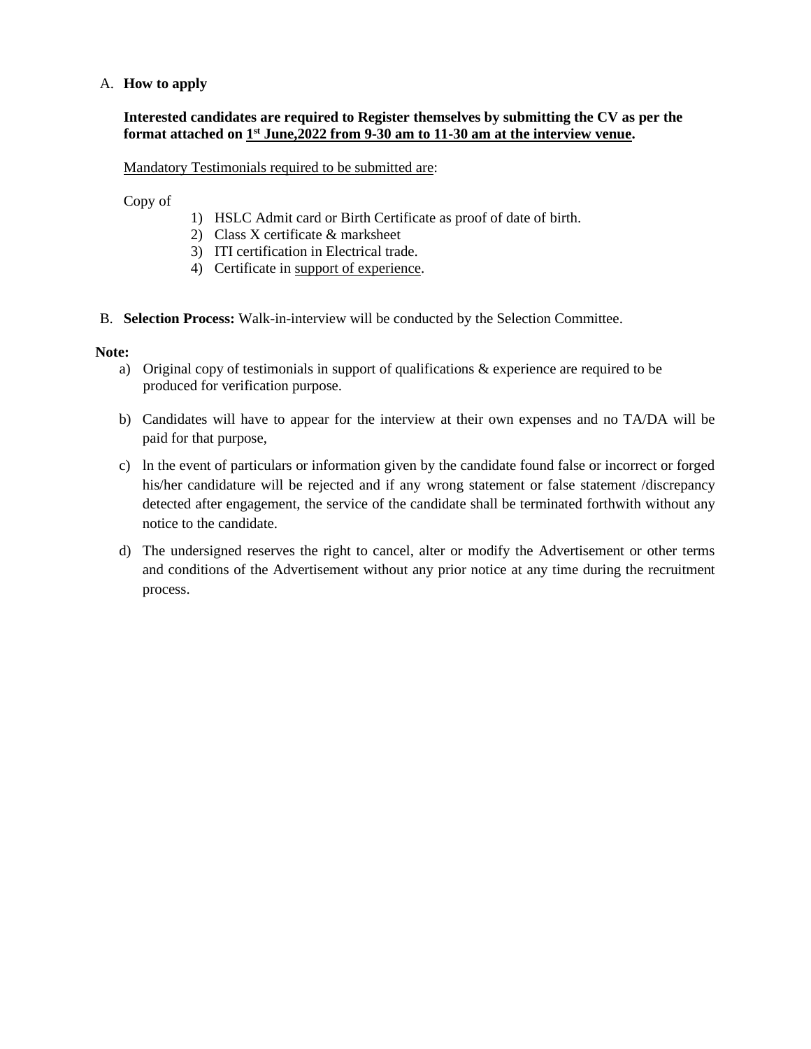A. **How to apply**

**Interested candidates are required to Register themselves by submitting the CV as per the format attached on 1st June,2022 from 9-30 am to 11-30 am at the interview venue.**

Mandatory Testimonials required to be submitted are:

Copy of

1) HSLC Admit card or Birth Certificate as proof of date of birth.
2) Class X certificate & marksheet
3) ITI certification in Electrical trade.
4) Certificate in support of experience.

B. **Selection Process:** Walk-in-interview will be conducted by the Selection Committee.

**Note:**

a) Original copy of testimonials in support of qualifications & experience are required to be produced for verification purpose.

b) Candidates will have to appear for the interview at their own expenses and no TA/DA will be paid for that purpose,

c) ln the event of particulars or information given by the candidate found false or incorrect or forged his/her candidature will be rejected and if any wrong statement or false statement /discrepancy detected after engagement, the service of the candidate shall be terminated forthwith without any notice to the candidate.

d) The undersigned reserves the right to cancel, alter or modify the Advertisement or other terms and conditions of the Advertisement without any prior notice at any time during the recruitment process.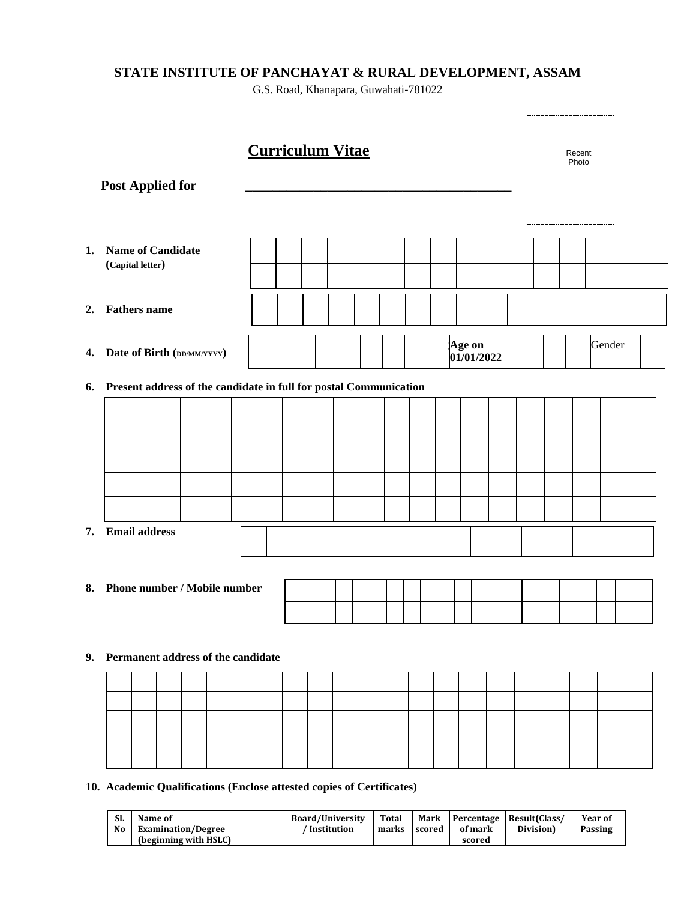**STATE INSTITUTE OF PANCHAYAT & RURAL DEVELOPMENT, ASSAM**

G.S. Road, Khanapara, Guwahati-781022

## Curriculum Vitae

Recent Photo

**Post Applied for** ________________________________________

1. **Name of Candidate (Capital letter)**

| | | | | | | | | | | | | | | | |
|---|---|---|---|---|---|---|---|---|---|---|---|---|---|---|---|
| | | | | | | | | | | | | | | | |

2. **Fathers name**

| | | | | | | | | | | | | | | | |
|---|---|---|---|---|---|---|---|---|---|---|---|---|---|---|---|

4. **Date of Birth (DD/MM/YYYY)**

| | | | | | | | | Age on 01/01/2022 | | | | Gender | |
|---|---|---|---|---|---|---|---|---|---|---|---|---|---|

6. **Present address of the candidate in full for postal Communication**

| | | | | | | | | | | | | | | | | | | | | | |
|---|---|---|---|---|---|---|---|---|---|---|---|---|---|---|---|---|---|---|---|---|---|
| | | | | | | | | | | | | | | | | | | | | | |
| | | | | | | | | | | | | | | | | | | | | | |
| | | | | | | | | | | | | | | | | | | | | | |
| | | | | | | | | | | | | | | | | | | | | | |

7. **Email address**

| | | | | | | | | | | | | | | | |
|---|---|---|---|---|---|---|---|---|---|---|---|---|---|---|---|

8. **Phone number / Mobile number**

| | | | | | | | | | | | | | | | | | | | | | |
|---|---|---|---|---|---|---|---|---|---|---|---|---|---|---|---|---|---|---|---|---|---|
| | | | | | | | | | | | | | | | | | | | | | |

9. **Permanent address of the candidate**

| | | | | | | | | | | | | | | | | | | | | | |
|---|---|---|---|---|---|---|---|---|---|---|---|---|---|---|---|---|---|---|---|---|---|
| | | | | | | | | | | | | | | | | | | | | | |
| | | | | | | | | | | | | | | | | | | | | | |
| | | | | | | | | | | | | | | | | | | | | | |
| | | | | | | | | | | | | | | | | | | | | | |

10. **Academic Qualifications (Enclose attested copies of Certificates)**

| Sl. No | Name of Examination/Degree (beginning with HSLC) | Board/University / Institution | Total marks | Mark scored | Percentage of mark scored | Result(Class/ Division) | Year of Passing |
|---|---|---|---|---|---|---|---|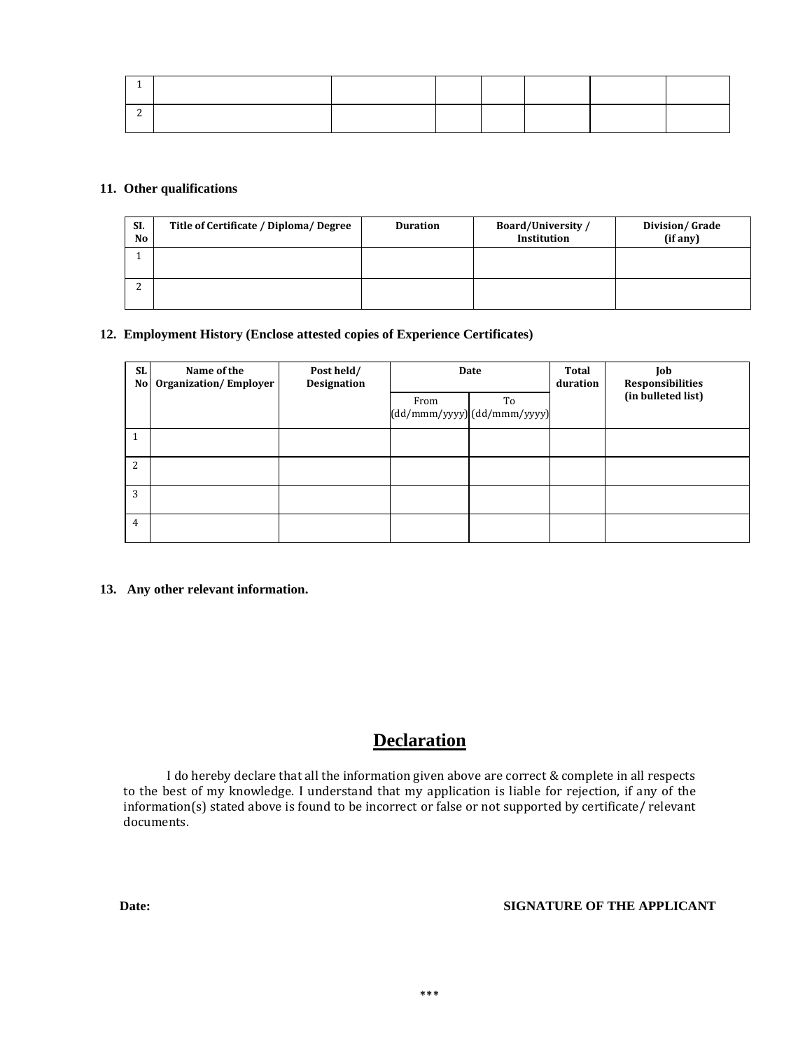| | | | | | | | |
|---|---|---|---|---|---|---|---|
| 1 | | | | | | | |
| 2 | | | | | | | |

**11. Other qualifications**

| Sl. No | Title of Certificate / Diploma/ Degree | Duration | Board/University / Institution | Division/ Grade (if any) |
|---|---|---|---|---|
| 1 | | | | |
| 2 | | | | |

**12. Employment History (Enclose attested copies of Experience Certificates)**

| SL No | Name of the Organization/ Employer | Post held/ Designation | Date | | Total duration | Job Responsibilities (in bulleted list) |
|---|---|---|---|---|---|---|
| | | | From (dd/mmm/yyyy) | To (dd/mmm/yyyy) | | |
| 1 | | | | | | |
| 2 | | | | | | |
| 3 | | | | | | |
| 4 | | | | | | |

**13. Any other relevant information.**

## Declaration

I do hereby declare that all the information given above are correct & complete in all respects to the best of my knowledge. I understand that my application is liable for rejection, if any of the information(s) stated above is found to be incorrect or false or not supported by certificate/ relevant documents.

**Date:** **SIGNATURE OF THE APPLICANT**

***